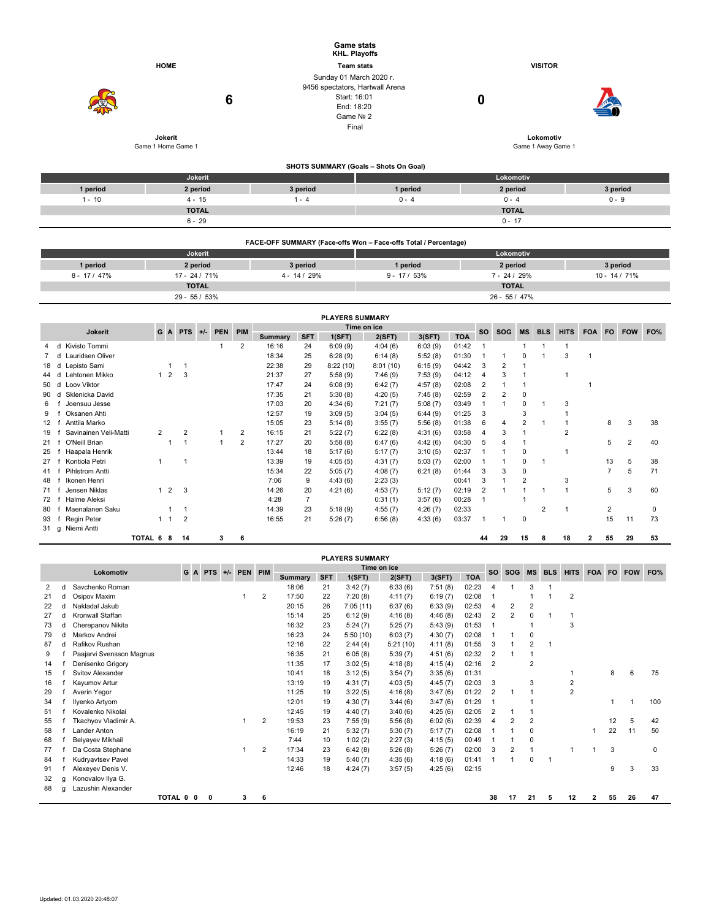# Game stats

**KHL. Playoffs**

| HOME | Team stats | VISITOR |
|---|---|---|
| **Jokerit** 6 | Sunday 01 March 2020 г.<br>9456 spectators, Hartwall Arena<br>Start: 16:01<br>End: 18:20<br>Game № 2<br>Final | 0 **Lokomotiv** |
| Game 1 Home Game 1 | | Game 1 Away Game 1 |

## SHOTS SUMMARY (Goals – Shots On Goal)

| Jokerit | | | Lokomotiv | | |
|---|---|---|---|---|---|
| 1 period | 2 period | 3 period | 1 period | 2 period | 3 period |
| 1 - 10 | 4 - 15 | 1 - 4 | 0 - 4 | 0 - 4 | 0 - 9 |
| TOTAL | | | TOTAL | | |
| 6 - 29 | | | 0 - 17 | | |

## FACE-OFF SUMMARY (Face-offs Won – Face-offs Total / Percentage)

| Jokerit | | | Lokomotiv | | |
|---|---|---|---|---|---|
| 1 period | 2 period | 3 period | 1 period | 2 period | 3 period |
| 8 - 17 / 47% | 17 - 24 / 71% | 4 - 14 / 29% | 9 - 17 / 53% | 7 - 24 / 29% | 10 - 14 / 71% |
| TOTAL | | | TOTAL | | |
| 29 - 55 / 53% | | | 26 - 55 / 47% | | |

## PLAYERS SUMMARY

| # | | Jokerit | G | A | PTS | +/- | PEN | PIM | Time on ice | | | | | | SO | SOG | MS | BLS | HITS | FOA | FO | FOW | FO% |
|---|---|---|---|---|---|---|---|---|---|---|---|---|---|---|---|---|---|---|---|---|---|---|---|
| | | | | | | | | | Summary | SFT | 1(SFT) | 2(SFT) | 3(SFT) | TOA | | | | | | | | | |
| 4 | d | Kivisto Tommi | | | | | 1 | 2 | 16:16 | 24 | 6:09 (9) | 4:04 (6) | 6:03 (9) | 01:42 | 1 | | 1 | 1 | 1 | | | | |
| 7 | d | Lauridsen Oliver | | | | | | | 18:34 | 25 | 6:28 (9) | 6:14 (8) | 5:52 (8) | 01:30 | 1 | 1 | 0 | 1 | 3 | 1 | | | |
| 18 | d | Lepisto Sami | | 1 | 1 | | | | 22:38 | 29 | 8:22 (10) | 8:01 (10) | 6:15 (9) | 04:42 | 3 | 2 | 1 | | | | | | |
| 44 | d | Lehtonen Mikko | 1 | 2 | 3 | | | | 21:37 | 27 | 5:58 (9) | 7:46 (9) | 7:53 (9) | 04:12 | 4 | 3 | 1 | | 1 | | | | |
| 50 | d | Loov Viktor | | | | | | | 17:47 | 24 | 6:08 (9) | 6:42 (7) | 4:57 (8) | 02:08 | 2 | 1 | 1 | | | 1 | | | |
| 90 | d | Sklenicka David | | | | | | | 17:35 | 21 | 5:30 (8) | 4:20 (5) | 7:45 (8) | 02:59 | 2 | 2 | 0 | | | | | | |
| 6 | f | Joensuu Jesse | | | | | | | 17:03 | 20 | 4:34 (6) | 7:21 (7) | 5:08 (7) | 03:49 | 1 | 1 | 0 | 1 | 3 | | | | |
| 9 | f | Oksanen Ahti | | | | | | | 12:57 | 19 | 3:09 (5) | 3:04 (5) | 6:44 (9) | 01:25 | 3 | | 3 | | 1 | | | | |
| 12 | f | Anttila Marko | | | | | | | 15:05 | 23 | 5:14 (8) | 3:55 (7) | 5:56 (8) | 01:38 | 6 | 4 | 2 | 1 | 1 | | 8 | 3 | 38 |
| 19 | f | Savinainen Veli-Matti | 2 | | 2 | | 1 | 2 | 16:15 | 21 | 5:22 (7) | 6:22 (8) | 4:31 (6) | 03:58 | 4 | 3 | 1 | | 2 | | | | |
| 21 | f | O'Neill Brian | | 1 | 1 | | 1 | 2 | 17:27 | 20 | 5:58 (8) | 6:47 (6) | 4:42 (6) | 04:30 | 5 | 4 | 1 | | | | 5 | 2 | 40 |
| 25 | f | Haapala Henrik | | | | | | | 13:44 | 18 | 5:17 (6) | 3:10 (5) | | 02:37 | 1 | 1 | 0 | | 1 | | | | |
| 27 | f | Kontiola Petri | 1 | | 1 | | | | 13:39 | 19 | 4:05 (5) | 4:31 (7) | 5:03 (7) | 02:00 | 1 | 1 | 0 | 1 | | | 13 | 5 | 38 |
| 41 | f | Pihlstrom Antti | | | | | | | 15:34 | 22 | 5:05 (7) | 4:08 (7) | 6:21 (8) | 01:44 | 3 | 3 | 0 | | | | 7 | 5 | 71 |
| 48 | f | Ikonen Henri | | | | | | | 7:06 | 9 | 4:43 (6) | 2:23 (3) | | 00:41 | 3 | 1 | 2 | | 3 | | | | |
| 71 | f | Jensen Niklas | 1 | 2 | 3 | | | | 14:26 | 20 | 4:21 (6) | 4:53 (7) | 5:12 (7) | 02:19 | 2 | 1 | 1 | 1 | 1 | | 5 | 3 | 60 |
| 72 | f | Halme Aleksi | | | | | | | 4:28 | 7 | | 0:31 (1) | 3:57 (6) | 00:28 | 1 | | 1 | | | | | | |
| 80 | f | Maenalanen Saku | | 1 | 1 | | | | 14:39 | 23 | 5:18 (9) | 4:55 (7) | 4:26 (7) | 02:33 | | | | 2 | 1 | | 2 | | 0 |
| 93 | f | Regin Peter | 1 | 1 | 2 | | | | 16:55 | 21 | 5:26 (7) | 6:56 (8) | 4:33 (6) | 03:37 | 1 | 1 | 0 | | | | 15 | 11 | 73 |
| 31 | g | Niemi Antti | | | | | | | | | | | | | | | | | | | | | |
| | | TOTAL | 6 | 8 | 14 | | 3 | 6 | | | | | | | 44 | 29 | 15 | 8 | 18 | 2 | 55 | 29 | 53 |

## PLAYERS SUMMARY

| # | | Lokomotiv | G | A | PTS | +/- | PEN | PIM | Time on ice | | | | | | SO | SOG | MS | BLS | HITS | FOA | FO | FOW | FO% |
|---|---|---|---|---|---|---|---|---|---|---|---|---|---|---|---|---|---|---|---|---|---|---|---|
| | | | | | | | | | Summary | SFT | 1(SFT) | 2(SFT) | 3(SFT) | TOA | | | | | | | | | |
| 2 | d | Savchenko Roman | | | | | | | 18:06 | 21 | 3:42 (7) | 6:33 (6) | 7:51 (8) | 02:23 | 4 | 1 | 3 | 1 | | | | | |
| 21 | d | Osipov Maxim | | | | | 1 | 2 | 17:50 | 22 | 7:20 (8) | 4:11 (7) | 6:19 (7) | 02:08 | 1 | | 1 | 1 | 2 | | | | |
| 22 | d | Nakladal Jakub | | | | | | | 20:15 | 26 | 7:05 (11) | 6:37 (6) | 6:33 (9) | 02:53 | 4 | 2 | 2 | | | | | | |
| 27 | d | Kronwall Staffan | | | | | | | 15:14 | 25 | 6:12 (9) | 4:16 (8) | 4:46 (8) | 02:43 | 2 | 2 | 0 | 1 | 1 | | | | |
| 73 | d | Cherepanov Nikita | | | | | | | 16:32 | 23 | 5:24 (7) | 5:25 (7) | 5:43 (9) | 01:53 | 1 | | 1 | | 3 | | | | |
| 79 | d | Markov Andrei | | | | | | | 16:23 | 24 | 5:50 (10) | 6:03 (7) | 4:30 (7) | 02:08 | 1 | 1 | 0 | | | | | | |
| 87 | d | Rafikov Rushan | | | | | | | 12:16 | 22 | 2:44 (4) | 5:21 (10) | 4:11 (8) | 01:55 | 3 | 1 | 2 | 1 | | | | | |
| 9 | f | Paajarvi Svensson Magnus | | | | | | | 16:35 | 21 | 6:05 (8) | 5:39 (7) | 4:51 (6) | 02:32 | 2 | 1 | 1 | | | | | | |
| 14 | f | Denisenko Grigory | | | | | | | 11:35 | 17 | 3:02 (5) | 4:18 (8) | 4:15 (4) | 02:16 | 2 | | 2 | | | | | | |
| 15 | f | Svitov Alexander | | | | | | | 10:41 | 18 | 3:12 (5) | 3:54 (7) | 3:35 (6) | 01:31 | | | | | 1 | | 8 | 6 | 75 |
| 16 | f | Kayumov Artur | | | | | | | 13:19 | 19 | 4:31 (7) | 4:03 (5) | 4:45 (7) | 02:03 | 3 | | 3 | | 2 | | | | |
| 29 | f | Averin Yegor | | | | | | | 11:25 | 19 | 3:22 (5) | 4:16 (8) | 3:47 (6) | 01:22 | 2 | 1 | 1 | | 2 | | | | |
| 34 | f | Ilyenko Artyom | | | | | | | 12:01 | 19 | 4:30 (7) | 3:44 (6) | 3:47 (6) | 01:29 | 1 | | 1 | | | | 1 | 1 | 100 |
| 51 | f | Kovalenko Nikolai | | | | | | | 12:45 | 19 | 4:40 (7) | 3:40 (6) | 4:25 (6) | 02:05 | 2 | 1 | 1 | | | | | | |
| 55 | f | Tkachyov Vladimir A. | | | | | 1 | 2 | 19:53 | 23 | 7:55 (9) | 5:56 (8) | 6:02 (6) | 02:39 | 4 | 2 | 2 | | | | 12 | 5 | 42 |
| 58 | f | Lander Anton | | | | | | | 16:19 | 21 | 5:32 (7) | 5:30 (7) | 5:17 (7) | 02:08 | 1 | 1 | 0 | | | 1 | 22 | 11 | 50 |
| 68 | f | Belyayev Mikhail | | | | | | | 7:44 | 10 | 1:02 (2) | 2:27 (3) | 4:15 (5) | 00:49 | 1 | 1 | 0 | | | | | | |
| 77 | f | Da Costa Stephane | | | | | 1 | 2 | 17:34 | 23 | 6:42 (8) | 5:26 (8) | 5:26 (7) | 02:00 | 3 | 2 | 1 | | 1 | 1 | 3 | | 0 |
| 84 | f | Kudryavtsev Pavel | | | | | | | 14:33 | 19 | 5:40 (7) | 4:35 (6) | 4:18 (6) | 01:41 | 1 | 1 | 0 | 1 | | | | | |
| 91 | f | Alexeyev Denis V. | | | | | | | 12:46 | 18 | 4:24 (7) | 3:57 (5) | 4:25 (6) | 02:15 | | | | | | | 9 | 3 | 33 |
| 32 | g | Konovalov Ilya G. | | | | | | | | | | | | | | | | | | | | | |
| 88 | g | Lazushin Alexander | | | | | | | | | | | | | | | | | | | | | |
| | | TOTAL | 0 | 0 | 0 | | 3 | 6 | | | | | | | 38 | 17 | 21 | 5 | 12 | 2 | 55 | 26 | 47 |

Updated: 01.03.2020 20:48:07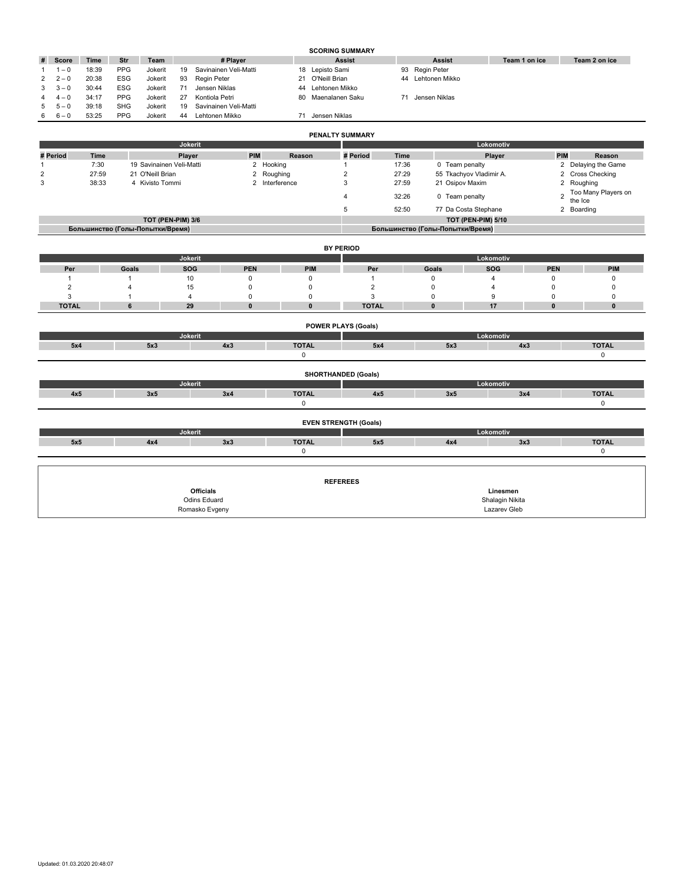## SCORING SUMMARY

| # | Score | Time | Str | Team | # Player | Assist | Assist | Team 1 on ice | Team 2 on ice |
|---|---|---|---|---|---|---|---|---|---|
| 1 | 1 – 0 | 18:39 | PPG | Jokerit | 19 Savinainen Veli-Matti | 18 Lepisto Sami | 93 Regin Peter | | |
| 2 | 2 – 0 | 20:38 | ESG | Jokerit | 93 Regin Peter | 21 O'Neill Brian | 44 Lehtonen Mikko | | |
| 3 | 3 – 0 | 30:44 | ESG | Jokerit | 71 Jensen Niklas | 44 Lehtonen Mikko | | | |
| 4 | 4 – 0 | 34:17 | PPG | Jokerit | 27 Kontiola Petri | 80 Maenalanen Saku | 71 Jensen Niklas | | |
| 5 | 5 – 0 | 39:18 | SHG | Jokerit | 19 Savinainen Veli-Matti | | | | |
| 6 | 6 – 0 | 53:25 | PPG | Jokerit | 44 Lehtonen Mikko | 71 Jensen Niklas | | | |

## PENALTY SUMMARY

| Jokerit | | | | | Lokomotiv | | | | |
|---|---|---|---|---|---|---|---|---|---|
| # Period | Time | Player | PIM | Reason | # Period | Time | Player | PIM | Reason |
| 1 | 7:30 | 19 Savinainen Veli-Matti | 2 | Hooking | 1 | 17:36 | 0 Team penalty | 2 | Delaying the Game |
| 2 | 27:59 | 21 O'Neill Brian | 2 | Roughing | 2 | 27:29 | 55 Tkachyov Vladimir A. | 2 | Cross Checking |
| 3 | 38:33 | 4 Kivisto Tommi | 2 | Interference | 3 | 27:59 | 21 Osipov Maxim | 2 | Roughing |
| | | | | | 4 | 32:26 | 0 Team penalty | 2 | Too Many Players on the Ice |
| | | | | | 5 | 52:50 | 77 Da Costa Stephane | 2 | Boarding |
| TOT (PEN-PIM) 3/6 | | | | | TOT (PEN-PIM) 5/10 | | | | |
| Большинство (Голы-Попытки/Время) | | | | | Большинство (Голы-Попытки/Время) | | | | |

## BY PERIOD

| Jokerit | | | | | Lokomotiv | | | | |
|---|---|---|---|---|---|---|---|---|---|
| Per | Goals | SOG | PEN | PIM | Per | Goals | SOG | PEN | PIM |
| 1 | 1 | 10 | 0 | 0 | 1 | 0 | 4 | 0 | 0 |
| 2 | 4 | 15 | 0 | 0 | 2 | 0 | 4 | 0 | 0 |
| 3 | 1 | 4 | 0 | 0 | 3 | 0 | 9 | 0 | 0 |
| **TOTAL** | **6** | **29** | **0** | **0** | **TOTAL** | **0** | **17** | **0** | **0** |

## POWER PLAYS (Goals)

| Jokerit | | | | Lokomotiv | | | |
|---|---|---|---|---|---|---|---|
| 5x4 | 5x3 | 4x3 | TOTAL | 5x4 | 5x3 | 4x3 | TOTAL |
| | | | 0 | | | | 0 |

## SHORTHANDED (Goals)

| Jokerit | | | | Lokomotiv | | | |
|---|---|---|---|---|---|---|---|
| 4x5 | 3x5 | 3x4 | TOTAL | 4x5 | 3x5 | 3x4 | TOTAL |
| | | | 0 | | | | 0 |

## EVEN STRENGTH (Goals)

| Jokerit | | | | Lokomotiv | | | |
|---|---|---|---|---|---|---|---|
| 5x5 | 4x4 | 3x3 | TOTAL | 5x5 | 4x4 | 3x3 | TOTAL |
| | | | 0 | | | | 0 |

## REFEREES

| Officials | Linesmen |
|---|---|
| Odins Eduard | Shalagin Nikita |
| Romasko Evgeny | Lazarev Gleb |

Updated: 01.03.2020 20:48:07